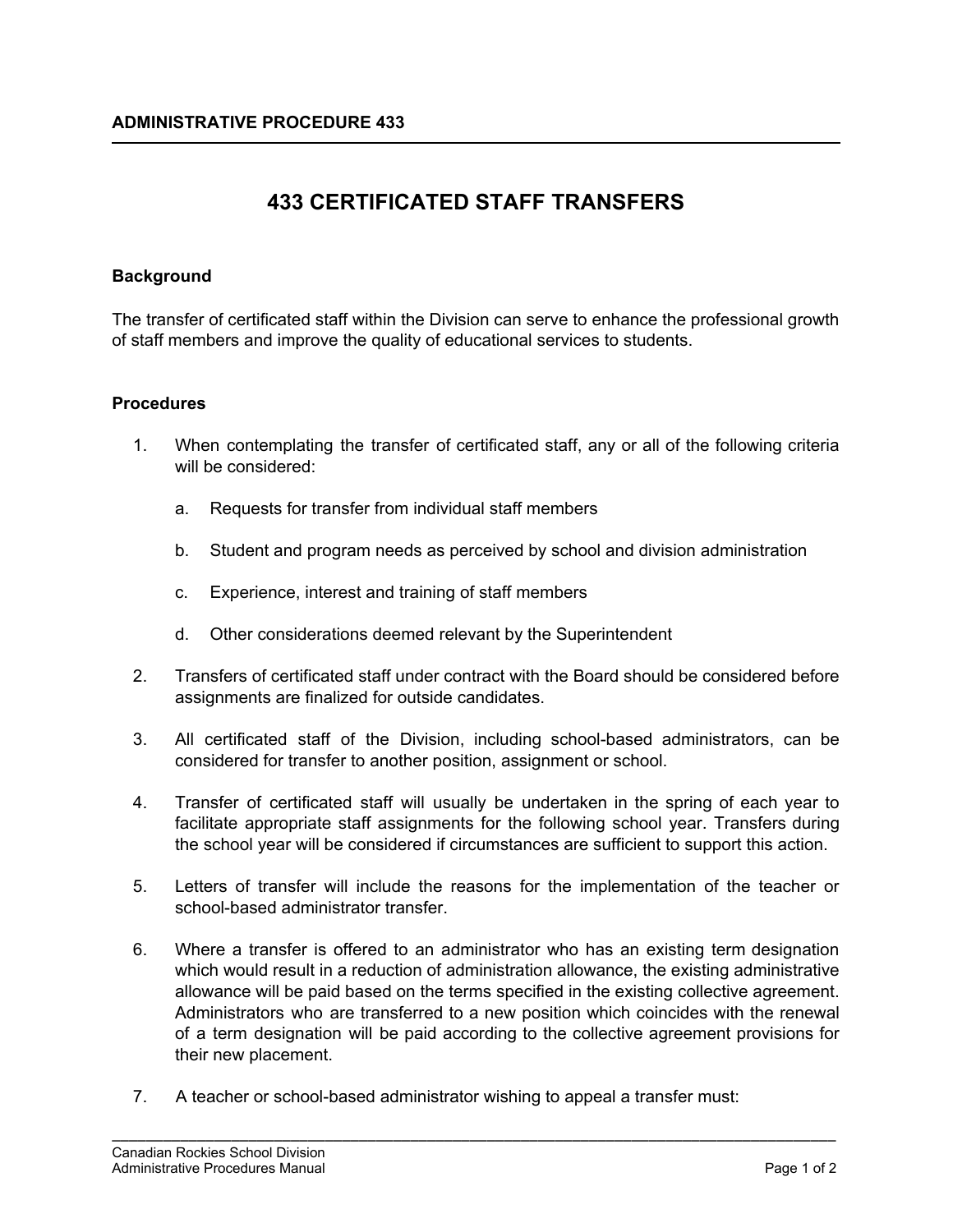**ADMINISTRATIVE PROCEDURE 433**

# 433 CERTIFICATED STAFF TRANSFERS

## Background

The transfer of certificated staff within the Division can serve to enhance the professional growth of staff members and improve the quality of educational services to students.

## Procedures

1. When contemplating the transfer of certificated staff, any or all of the following criteria will be considered:

    a. Requests for transfer from individual staff members

    b. Student and program needs as perceived by school and division administration

    c. Experience, interest and training of staff members

    d. Other considerations deemed relevant by the Superintendent

2. Transfers of certificated staff under contract with the Board should be considered before assignments are finalized for outside candidates.

3. All certificated staff of the Division, including school-based administrators, can be considered for transfer to another position, assignment or school.

4. Transfer of certificated staff will usually be undertaken in the spring of each year to facilitate appropriate staff assignments for the following school year. Transfers during the school year will be considered if circumstances are sufficient to support this action.

5. Letters of transfer will include the reasons for the implementation of the teacher or school-based administrator transfer.

6. Where a transfer is offered to an administrator who has an existing term designation which would result in a reduction of administration allowance, the existing administrative allowance will be paid based on the terms specified in the existing collective agreement. Administrators who are transferred to a new position which coincides with the renewal of a term designation will be paid according to the collective agreement provisions for their new placement.

7. A teacher or school-based administrator wishing to appeal a transfer must: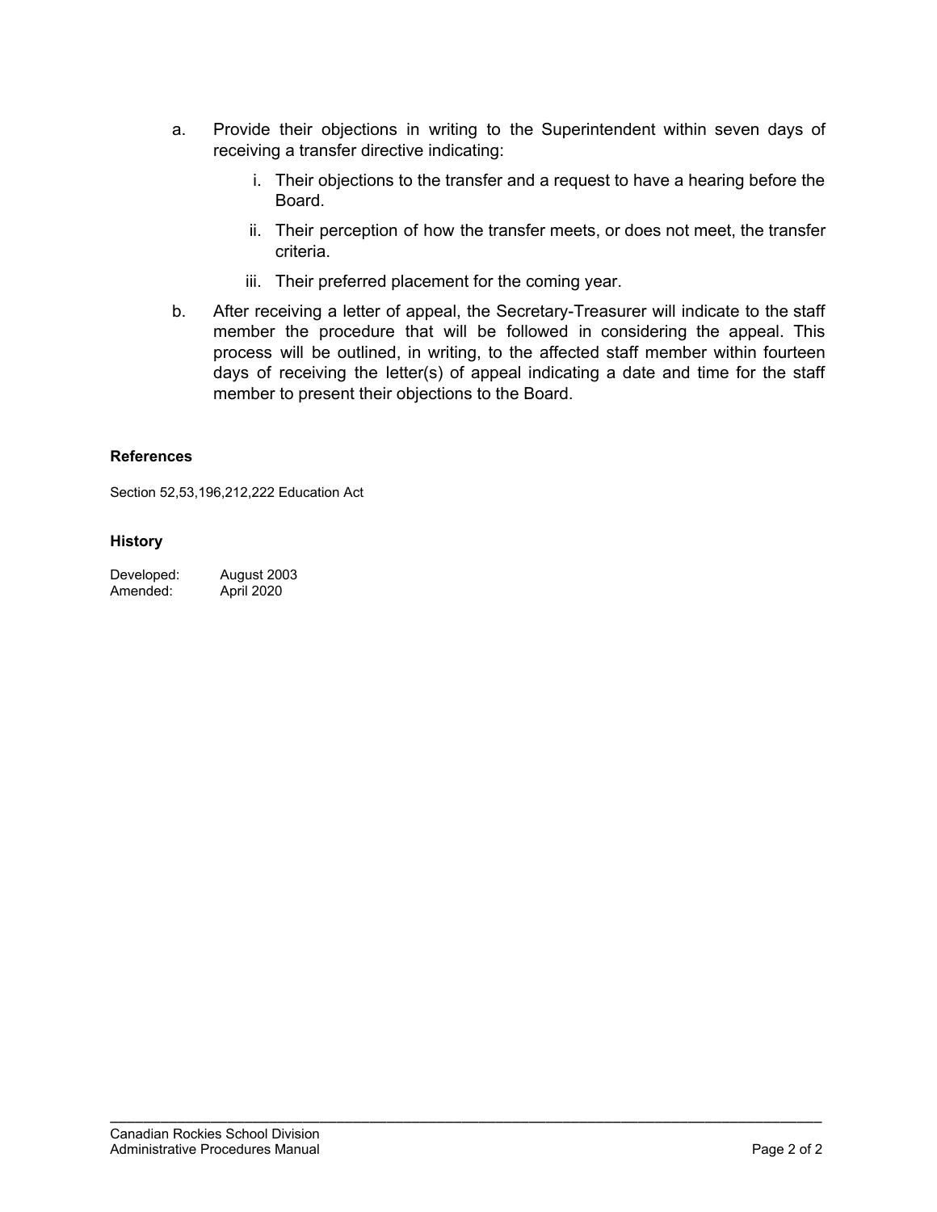a. Provide their objections in writing to the Superintendent within seven days of receiving a transfer directive indicating:

    i. Their objections to the transfer and a request to have a hearing before the Board.

    ii. Their perception of how the transfer meets, or does not meet, the transfer criteria.

    iii. Their preferred placement for the coming year.

b. After receiving a letter of appeal, the Secretary-Treasurer will indicate to the staff member the procedure that will be followed in considering the appeal. This process will be outlined, in writing, to the affected staff member within fourteen days of receiving the letter(s) of appeal indicating a date and time for the staff member to present their objections to the Board.

**References**

Section 52,53,196,212,222 Education Act

**History**

Developed: August 2003
Amended: April 2020